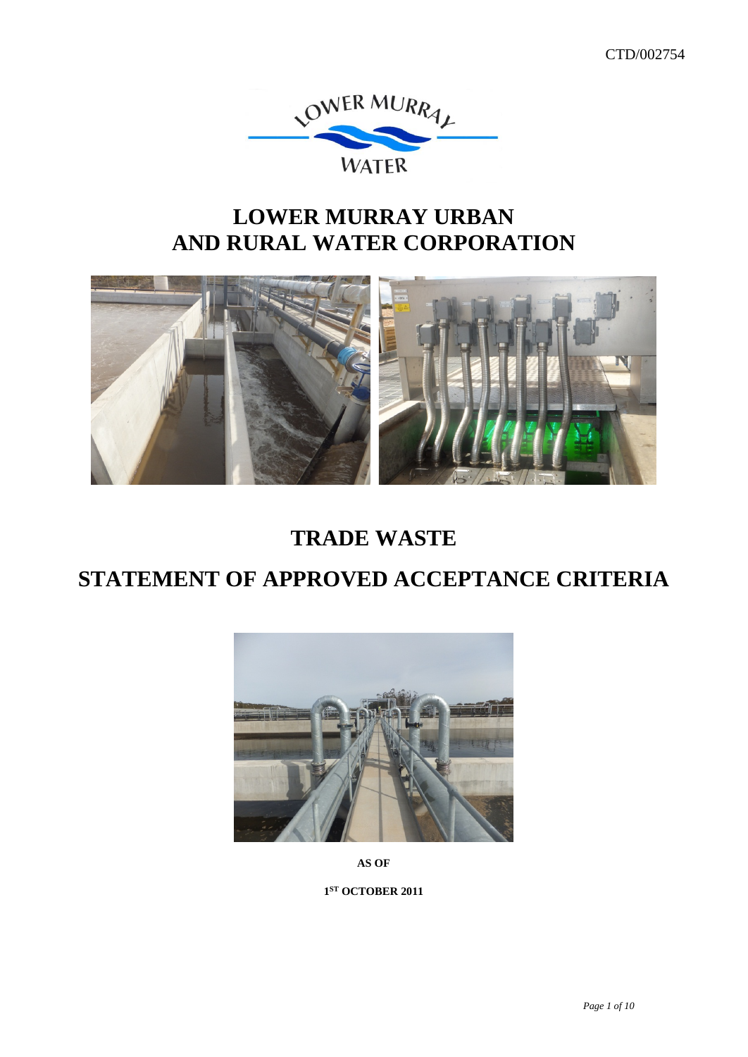CTD/002754

# LOWER MURRAY URBAN AND RURAL WATER CORPORATION

# TRADE WASTE

# STATEMENT OF APPROVED ACCEPTANCE CRITERIA

**AS OF**

**1ST OCTOBER 2011**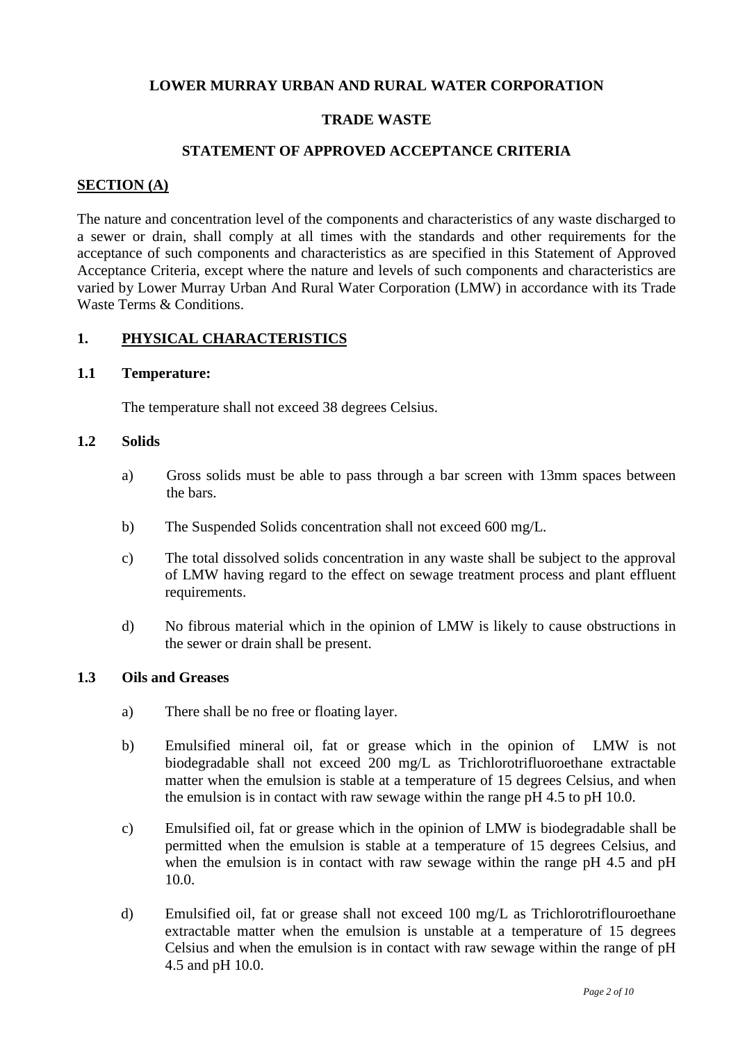**LOWER MURRAY URBAN AND RURAL WATER CORPORATION**

**TRADE WASTE**

**STATEMENT OF APPROVED ACCEPTANCE CRITERIA**

## SECTION (A)

The nature and concentration level of the components and characteristics of any waste discharged to a sewer or drain, shall comply at all times with the standards and other requirements for the acceptance of such components and characteristics as are specified in this Statement of Approved Acceptance Criteria, except where the nature and levels of such components and characteristics are varied by Lower Murray Urban And Rural Water Corporation (LMW) in accordance with its Trade Waste Terms & Conditions.

## 1. PHYSICAL CHARACTERISTICS

### 1.1 Temperature:

The temperature shall not exceed 38 degrees Celsius.

### 1.2 Solids

a) Gross solids must be able to pass through a bar screen with 13mm spaces between the bars.

b) The Suspended Solids concentration shall not exceed 600 mg/L.

c) The total dissolved solids concentration in any waste shall be subject to the approval of LMW having regard to the effect on sewage treatment process and plant effluent requirements.

d) No fibrous material which in the opinion of LMW is likely to cause obstructions in the sewer or drain shall be present.

### 1.3 Oils and Greases

a) There shall be no free or floating layer.

b) Emulsified mineral oil, fat or grease which in the opinion of LMW is not biodegradable shall not exceed 200 mg/L as Trichlorotrifluoroethane extractable matter when the emulsion is stable at a temperature of 15 degrees Celsius, and when the emulsion is in contact with raw sewage within the range pH 4.5 to pH 10.0.

c) Emulsified oil, fat or grease which in the opinion of LMW is biodegradable shall be permitted when the emulsion is stable at a temperature of 15 degrees Celsius, and when the emulsion is in contact with raw sewage within the range pH 4.5 and pH 10.0.

d) Emulsified oil, fat or grease shall not exceed 100 mg/L as Trichlorotriflouroethane extractable matter when the emulsion is unstable at a temperature of 15 degrees Celsius and when the emulsion is in contact with raw sewage within the range of pH 4.5 and pH 10.0.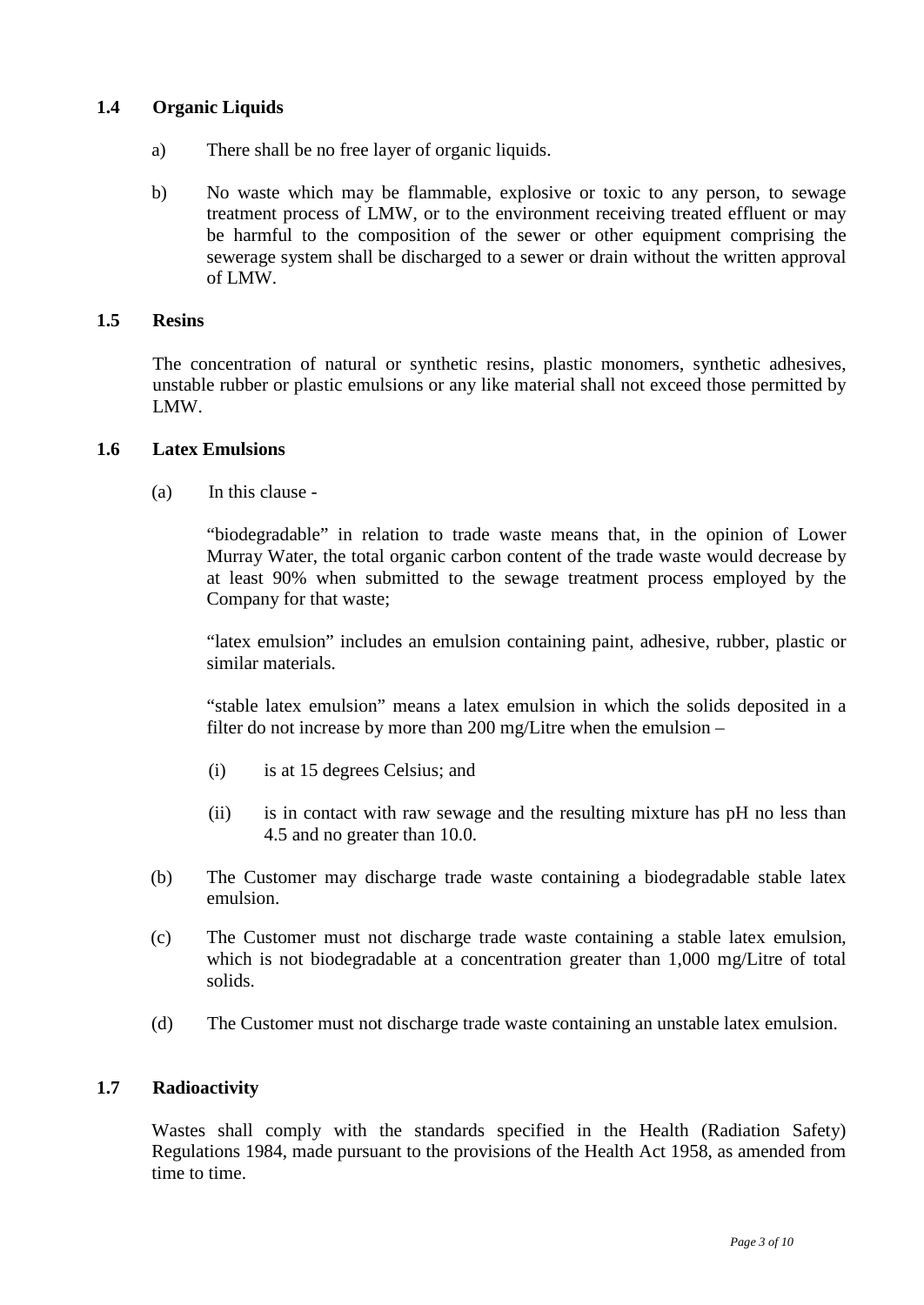### 1.4 Organic Liquids

a) There shall be no free layer of organic liquids.

b) No waste which may be flammable, explosive or toxic to any person, to sewage treatment process of LMW, or to the environment receiving treated effluent or may be harmful to the composition of the sewer or other equipment comprising the sewerage system shall be discharged to a sewer or drain without the written approval of LMW.

### 1.5 Resins

The concentration of natural or synthetic resins, plastic monomers, synthetic adhesives, unstable rubber or plastic emulsions or any like material shall not exceed those permitted by LMW.

### 1.6 Latex Emulsions

(a) In this clause -

"biodegradable" in relation to trade waste means that, in the opinion of Lower Murray Water, the total organic carbon content of the trade waste would decrease by at least 90% when submitted to the sewage treatment process employed by the Company for that waste;

"latex emulsion" includes an emulsion containing paint, adhesive, rubber, plastic or similar materials.

"stable latex emulsion" means a latex emulsion in which the solids deposited in a filter do not increase by more than 200 mg/Litre when the emulsion –

(i) is at 15 degrees Celsius; and

(ii) is in contact with raw sewage and the resulting mixture has pH no less than 4.5 and no greater than 10.0.

(b) The Customer may discharge trade waste containing a biodegradable stable latex emulsion.

(c) The Customer must not discharge trade waste containing a stable latex emulsion, which is not biodegradable at a concentration greater than 1,000 mg/Litre of total solids.

(d) The Customer must not discharge trade waste containing an unstable latex emulsion.

### 1.7 Radioactivity

Wastes shall comply with the standards specified in the Health (Radiation Safety) Regulations 1984, made pursuant to the provisions of the Health Act 1958, as amended from time to time.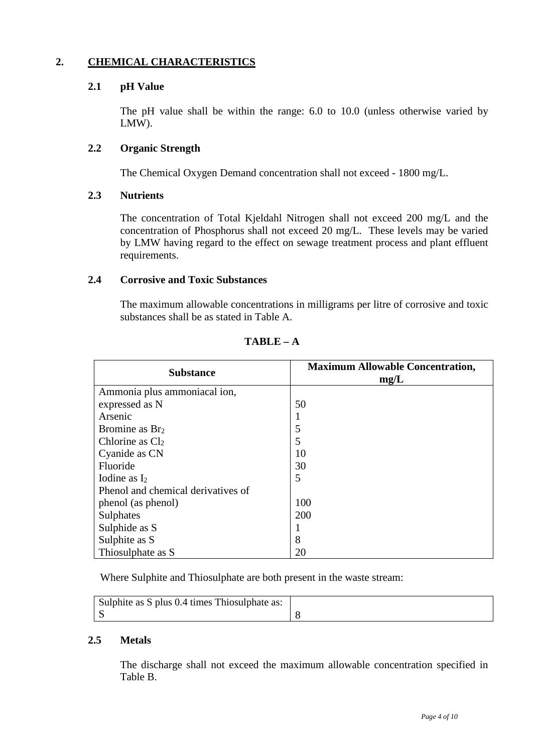## 2. CHEMICAL CHARACTERISTICS

### 2.1 pH Value

The pH value shall be within the range: 6.0 to 10.0 (unless otherwise varied by LMW).

### 2.2 Organic Strength

The Chemical Oxygen Demand concentration shall not exceed - 1800 mg/L.

### 2.3 Nutrients

The concentration of Total Kjeldahl Nitrogen shall not exceed 200 mg/L and the concentration of Phosphorus shall not exceed 20 mg/L. These levels may be varied by LMW having regard to the effect on sewage treatment process and plant effluent requirements.

### 2.4 Corrosive and Toxic Substances

The maximum allowable concentrations in milligrams per litre of corrosive and toxic substances shall be as stated in Table A.

**TABLE – A**

| Substance | Maximum Allowable Concentration, mg/L |
|---|---|
| Ammonia plus ammoniacal ion, expressed as N | 50 |
| Arsenic | 1 |
| Bromine as $Br_2$ | 5 |
| Chlorine as $Cl_2$ | 5 |
| Cyanide as CN | 10 |
| Fluoride | 30 |
| Iodine as $I_2$ | 5 |
| Phenol and chemical derivatives of phenol (as phenol) | 100 |
| Sulphates | 200 |
| Sulphide as S | 1 |
| Sulphite as S | 8 |
| Thiosulphate as S | 20 |

Where Sulphite and Thiosulphate are both present in the waste stream:

| | |
|---|---|
| Sulphite as S plus 0.4 times Thiosulphate as: S | 8 |

### 2.5 Metals

The discharge shall not exceed the maximum allowable concentration specified in Table B.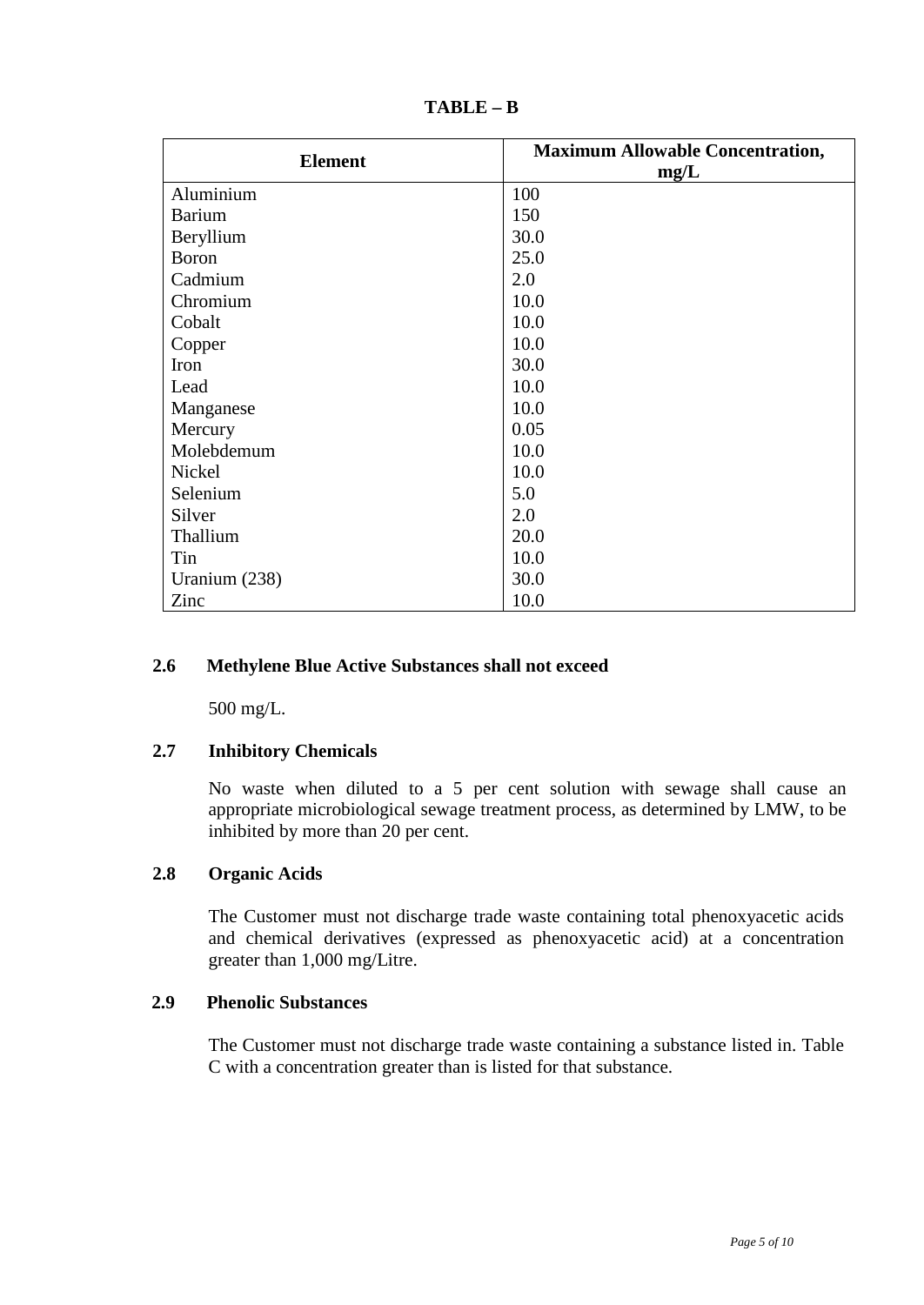**TABLE – B**

| Element | Maximum Allowable Concentration, mg/L |
|---|---|
| Aluminium | 100 |
| Barium | 150 |
| Beryllium | 30.0 |
| Boron | 25.0 |
| Cadmium | 2.0 |
| Chromium | 10.0 |
| Cobalt | 10.0 |
| Copper | 10.0 |
| Iron | 30.0 |
| Lead | 10.0 |
| Manganese | 10.0 |
| Mercury | 0.05 |
| Molebdemum | 10.0 |
| Nickel | 10.0 |
| Selenium | 5.0 |
| Silver | 2.0 |
| Thallium | 20.0 |
| Tin | 10.0 |
| Uranium (238) | 30.0 |
| Zinc | 10.0 |

### 2.6 Methylene Blue Active Substances shall not exceed

500 mg/L.

### 2.7 Inhibitory Chemicals

No waste when diluted to a 5 per cent solution with sewage shall cause an appropriate microbiological sewage treatment process, as determined by LMW, to be inhibited by more than 20 per cent.

### 2.8 Organic Acids

The Customer must not discharge trade waste containing total phenoxyacetic acids and chemical derivatives (expressed as phenoxyacetic acid) at a concentration greater than 1,000 mg/Litre.

### 2.9 Phenolic Substances

The Customer must not discharge trade waste containing a substance listed in. Table C with a concentration greater than is listed for that substance.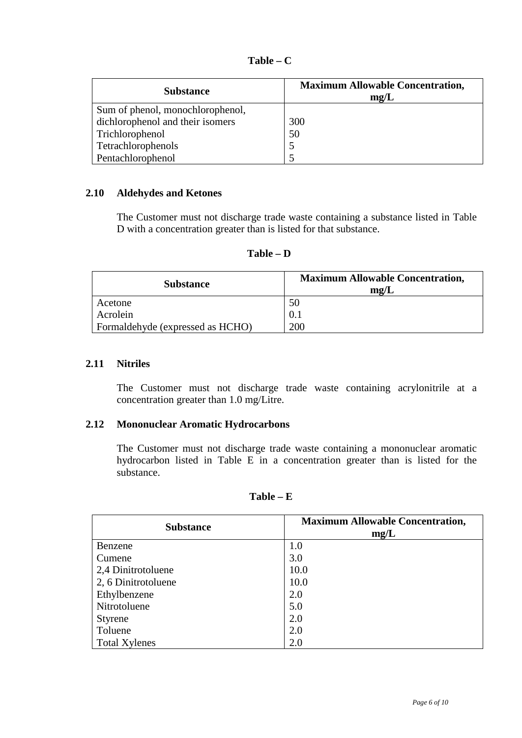**Table – C**

| Substance | Maximum Allowable Concentration, mg/L |
|---|---|
| Sum of phenol, monochlorophenol, dichlorophenol and their isomers | 300 |
| Trichlorophenol | 50 |
| Tetrachlorophenols | 5 |
| Pentachlorophenol | 5 |

### 2.10 Aldehydes and Ketones

The Customer must not discharge trade waste containing a substance listed in Table D with a concentration greater than is listed for that substance.

**Table – D**

| Substance | Maximum Allowable Concentration, mg/L |
|---|---|
| Acetone | 50 |
| Acrolein | 0.1 |
| Formaldehyde (expressed as HCHO) | 200 |

### 2.11 Nitriles

The Customer must not discharge trade waste containing acrylonitrile at a concentration greater than 1.0 mg/Litre.

### 2.12 Mononuclear Aromatic Hydrocarbons

The Customer must not discharge trade waste containing a mononuclear aromatic hydrocarbon listed in Table E in a concentration greater than is listed for the substance.

**Table – E**

| Substance | Maximum Allowable Concentration, mg/L |
|---|---|
| Benzene | 1.0 |
| Cumene | 3.0 |
| 2,4 Dinitrotoluene | 10.0 |
| 2, 6 Dinitrotoluene | 10.0 |
| Ethylbenzene | 2.0 |
| Nitrotoluene | 5.0 |
| Styrene | 2.0 |
| Toluene | 2.0 |
| Total Xylenes | 2.0 |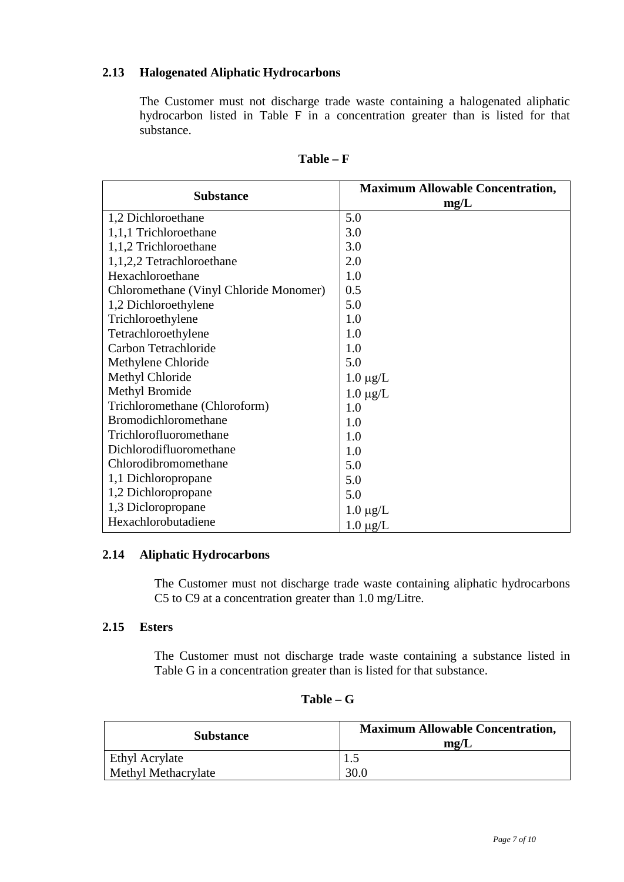### 2.13 Halogenated Aliphatic Hydrocarbons

The Customer must not discharge trade waste containing a halogenated aliphatic hydrocarbon listed in Table F in a concentration greater than is listed for that substance.

**Table – F**

| Substance | Maximum Allowable Concentration, mg/L |
|---|---|
| 1,2 Dichloroethane | 5.0 |
| 1,1,1 Trichloroethane | 3.0 |
| 1,1,2 Trichloroethane | 3.0 |
| 1,1,2,2 Tetrachloroethane | 2.0 |
| Hexachloroethane | 1.0 |
| Chloromethane (Vinyl Chloride Monomer) | 0.5 |
| 1,2 Dichloroethylene | 5.0 |
| Trichloroethylene | 1.0 |
| Tetrachloroethylene | 1.0 |
| Carbon Tetrachloride | 1.0 |
| Methylene Chloride | 5.0 |
| Methyl Chloride | 1.0 μg/L |
| Methyl Bromide | 1.0 μg/L |
| Trichloromethane (Chloroform) | 1.0 |
| Bromodichloromethane | 1.0 |
| Trichlorofluoromethane | 1.0 |
| Dichlorodifluoromethane | 1.0 |
| Chlorodibromomethane | 5.0 |
| 1,1 Dichloropropane | 5.0 |
| 1,2 Dichloropropane | 5.0 |
| 1,3 Dicloropropane | 1.0 μg/L |
| Hexachlorobutadiene | 1.0 μg/L |

### 2.14 Aliphatic Hydrocarbons

The Customer must not discharge trade waste containing aliphatic hydrocarbons C5 to C9 at a concentration greater than 1.0 mg/Litre.

### 2.15 Esters

The Customer must not discharge trade waste containing a substance listed in Table G in a concentration greater than is listed for that substance.

**Table – G**

| Substance | Maximum Allowable Concentration, mg/L |
|---|---|
| Ethyl Acrylate | 1.5 |
| Methyl Methacrylate | 30.0 |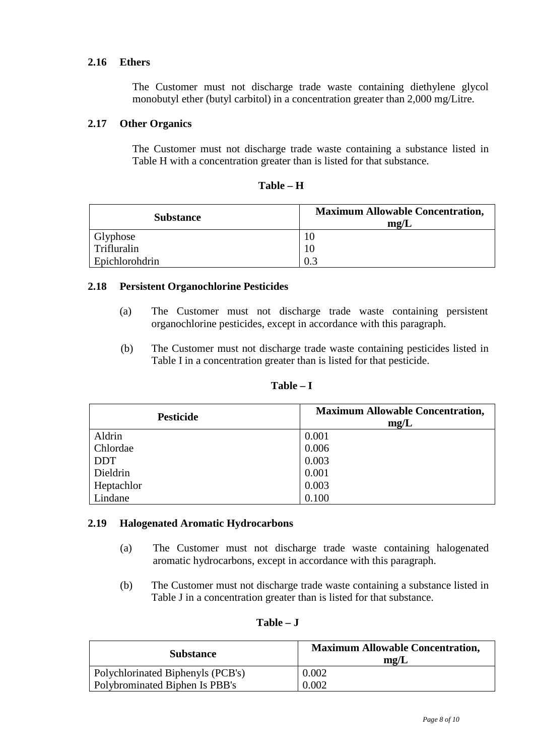### 2.16 Ethers

The Customer must not discharge trade waste containing diethylene glycol monobutyl ether (butyl carbitol) in a concentration greater than 2,000 mg/Litre.

### 2.17 Other Organics

The Customer must not discharge trade waste containing a substance listed in Table H with a concentration greater than is listed for that substance.

**Table – H**

| Substance | Maximum Allowable Concentration, mg/L |
|---|---|
| Glyphose | 10 |
| Trifluralin | 10 |
| Epichlorohdrin | 0.3 |

### 2.18 Persistent Organochlorine Pesticides

(a) The Customer must not discharge trade waste containing persistent organochlorine pesticides, except in accordance with this paragraph.

(b) The Customer must not discharge trade waste containing pesticides listed in Table I in a concentration greater than is listed for that pesticide.

**Table – I**

| Pesticide | Maximum Allowable Concentration, mg/L |
|---|---|
| Aldrin | 0.001 |
| Chlordae | 0.006 |
| DDT | 0.003 |
| Dieldrin | 0.001 |
| Heptachlor | 0.003 |
| Lindane | 0.100 |

### 2.19 Halogenated Aromatic Hydrocarbons

(a) The Customer must not discharge trade waste containing halogenated aromatic hydrocarbons, except in accordance with this paragraph.

(b) The Customer must not discharge trade waste containing a substance listed in Table J in a concentration greater than is listed for that substance.

**Table – J**

| Substance | Maximum Allowable Concentration, mg/L |
|---|---|
| Polychlorinated Biphenyls (PCB's) | 0.002 |
| Polybrominated Biphen Is PBB's | 0.002 |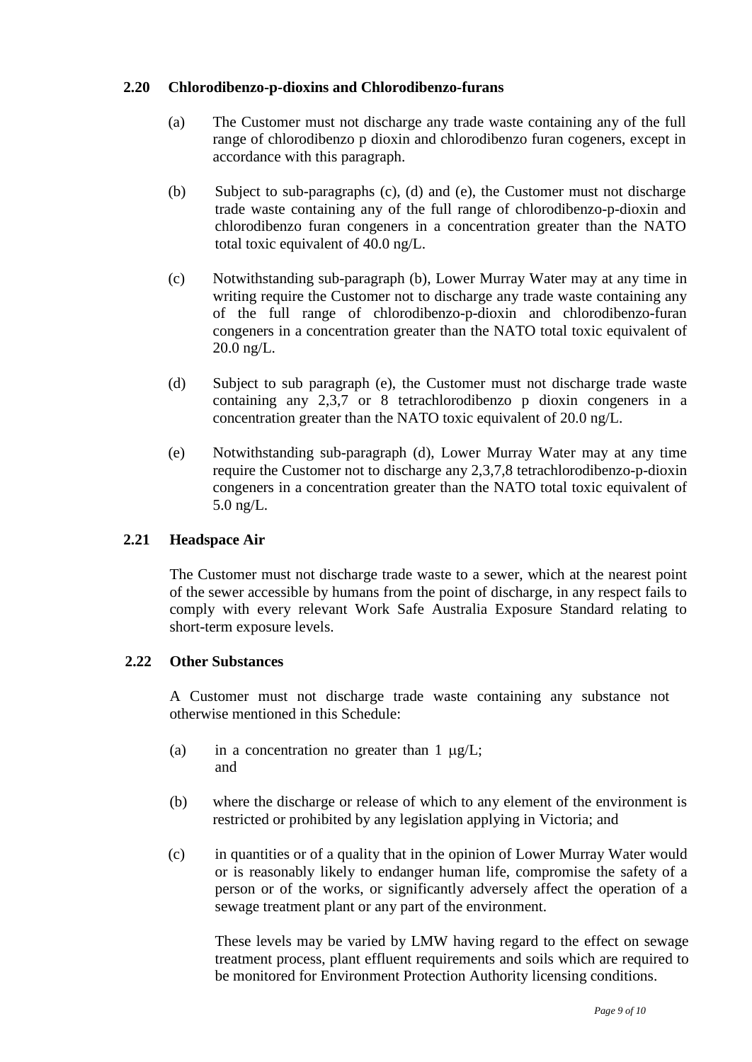### 2.20 Chlorodibenzo-p-dioxins and Chlorodibenzo-furans

(a) The Customer must not discharge any trade waste containing any of the full range of chlorodibenzo p dioxin and chlorodibenzo furan cogeners, except in accordance with this paragraph.

(b) Subject to sub-paragraphs (c), (d) and (e), the Customer must not discharge trade waste containing any of the full range of chlorodibenzo-p-dioxin and chlorodibenzo furan congeners in a concentration greater than the NATO total toxic equivalent of 40.0 ng/L.

(c) Notwithstanding sub-paragraph (b), Lower Murray Water may at any time in writing require the Customer not to discharge any trade waste containing any of the full range of chlorodibenzo-p-dioxin and chlorodibenzo-furan congeners in a concentration greater than the NATO total toxic equivalent of 20.0 ng/L.

(d) Subject to sub paragraph (e), the Customer must not discharge trade waste containing any 2,3,7 or 8 tetrachlorodibenzo p dioxin congeners in a concentration greater than the NATO toxic equivalent of 20.0 ng/L.

(e) Notwithstanding sub-paragraph (d), Lower Murray Water may at any time require the Customer not to discharge any 2,3,7,8 tetrachlorodibenzo-p-dioxin congeners in a concentration greater than the NATO total toxic equivalent of 5.0 ng/L.

### 2.21 Headspace Air

The Customer must not discharge trade waste to a sewer, which at the nearest point of the sewer accessible by humans from the point of discharge, in any respect fails to comply with every relevant Work Safe Australia Exposure Standard relating to short-term exposure levels.

### 2.22 Other Substances

A Customer must not discharge trade waste containing any substance not otherwise mentioned in this Schedule:

(a) in a concentration no greater than 1 μg/L; and

(b) where the discharge or release of which to any element of the environment is restricted or prohibited by any legislation applying in Victoria; and

(c) in quantities or of a quality that in the opinion of Lower Murray Water would or is reasonably likely to endanger human life, compromise the safety of a person or of the works, or significantly adversely affect the operation of a sewage treatment plant or any part of the environment.

These levels may be varied by LMW having regard to the effect on sewage treatment process, plant effluent requirements and soils which are required to be monitored for Environment Protection Authority licensing conditions.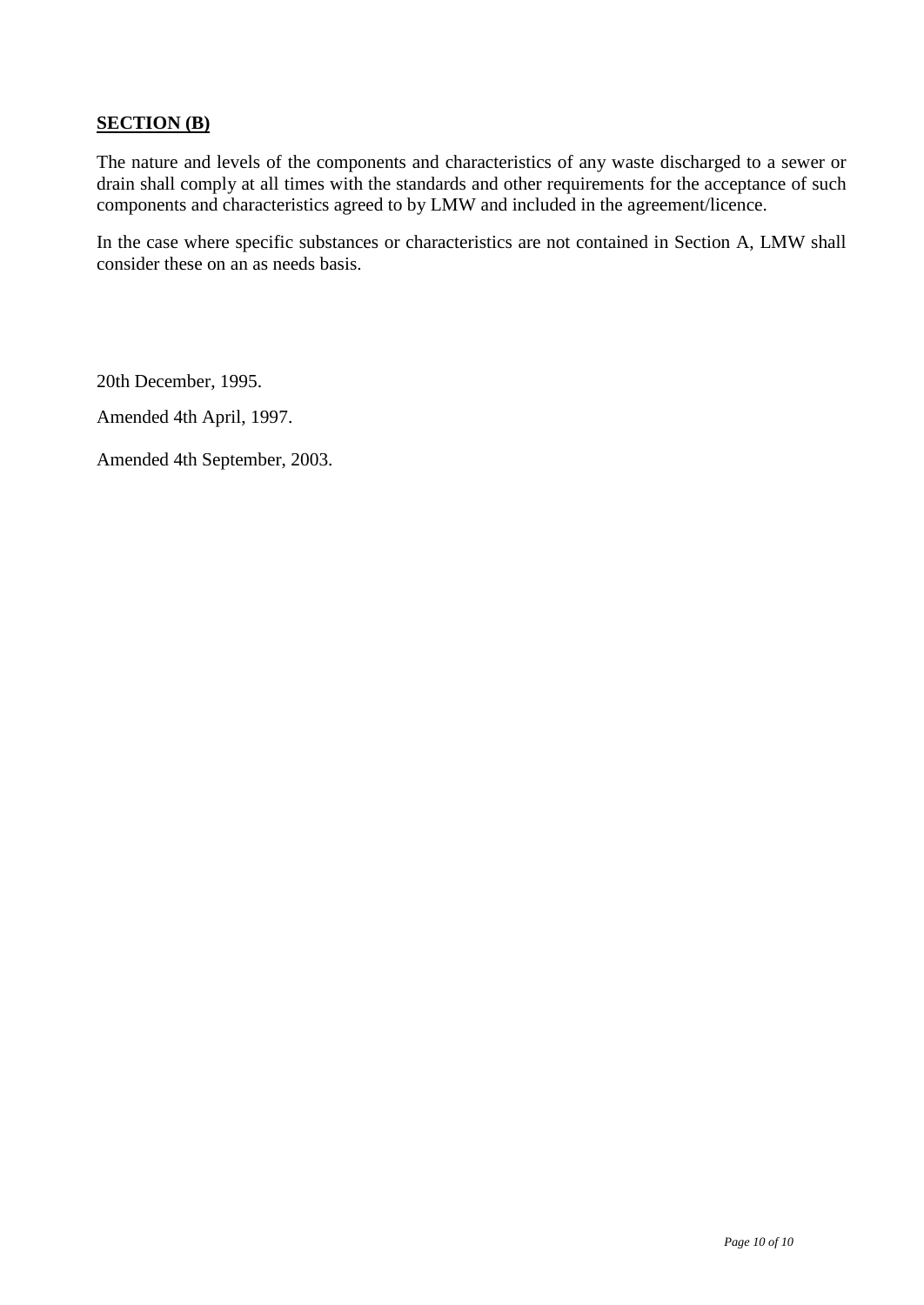## **SECTION (B)**

The nature and levels of the components and characteristics of any waste discharged to a sewer or drain shall comply at all times with the standards and other requirements for the acceptance of such components and characteristics agreed to by LMW and included in the agreement/licence.

In the case where specific substances or characteristics are not contained in Section A, LMW shall consider these on an as needs basis.

20th December, 1995.

Amended 4th April, 1997.

Amended 4th September, 2003.